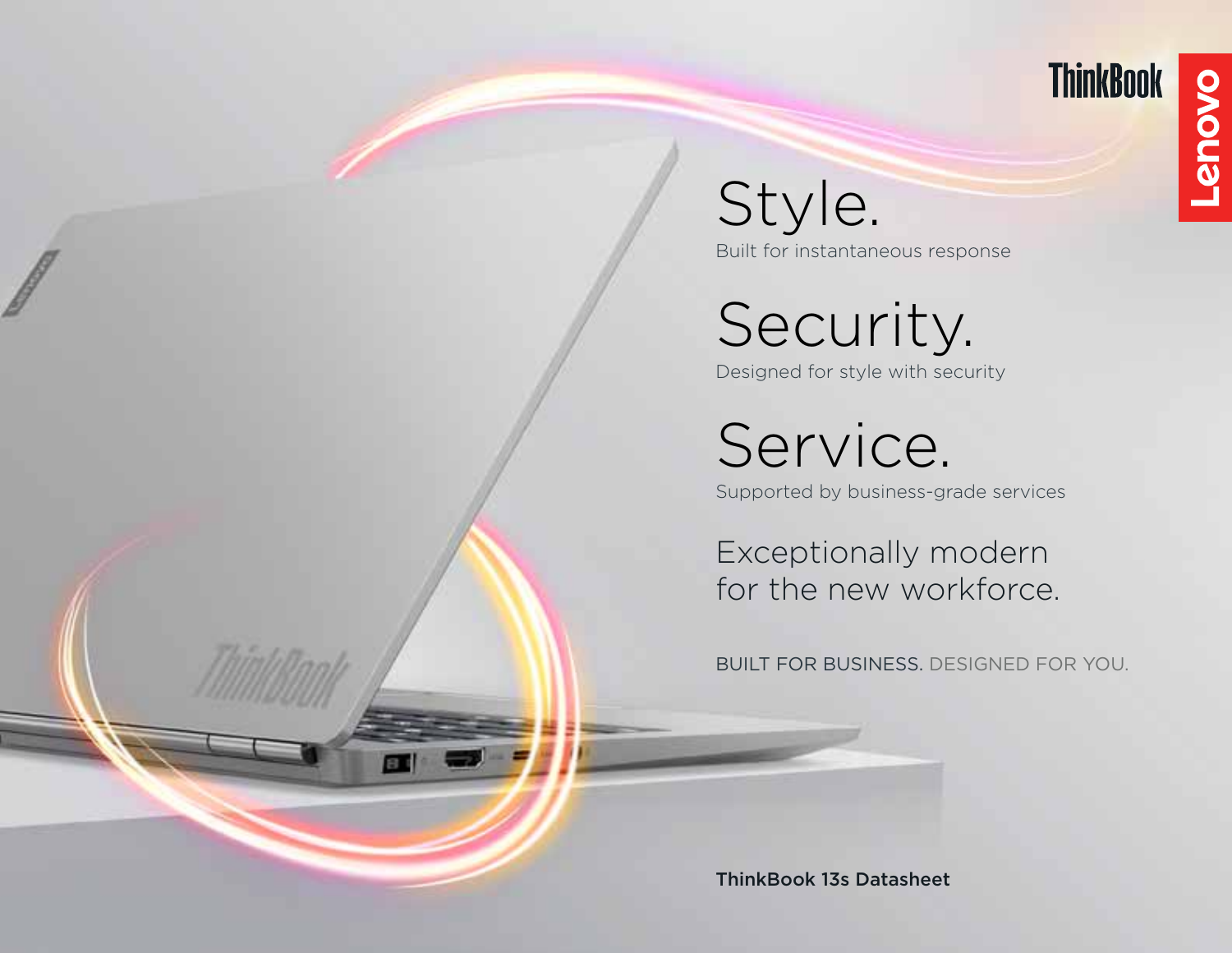ThinkBook

Lenovo

# Style.

Built for instantaneous response

# Security.

Designed for style with security

# Service.

Supported by business-grade services

Exceptionally modern for the new workforce.

BUILT FOR BUSINESS. DESIGNED FOR YOU.

**ThinkBook 13s Datasheet**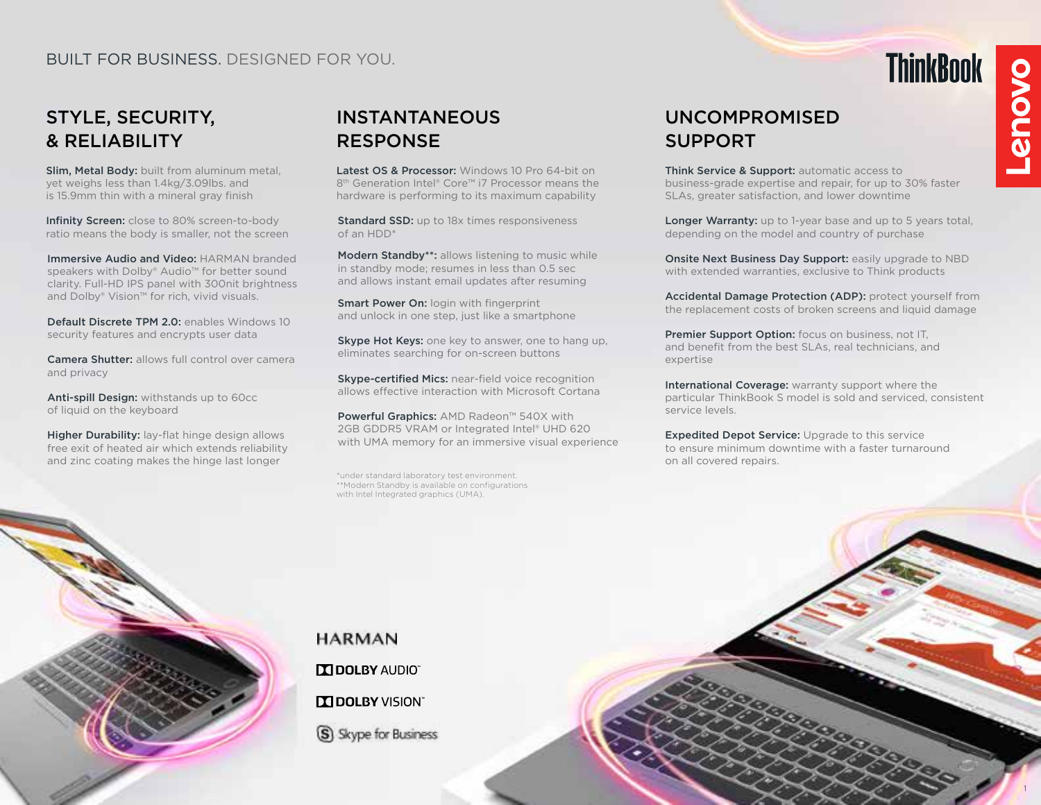BUILT FOR BUSINESS. DESIGNED FOR YOU.

ThinkBook

## STYLE, SECURITY, & RELIABILITY

**Slim, Metal Body:** built from aluminum metal, yet weighs less than 1.4kg/3.09lbs. and is 15.9mm thin with a mineral gray finish

**Infinity Screen:** close to 80% screen-to-body ratio means the body is smaller, not the screen

**Immersive Audio and Video:** HARMAN branded speakers with Dolby® Audio™ for better sound clarity. Full-HD IPS panel with 300nit brightness and Dolby® Vision™ for rich, vivid visuals.

**Default Discrete TPM 2.0:** enables Windows 10 security features and encrypts user data

**Camera Shutter:** allows full control over camera and privacy

**Anti-spill Design:** withstands up to 60cc of liquid on the keyboard

**Higher Durability:** lay-flat hinge design allows free exit of heated air which extends reliability and zinc coating makes the hinge last longer

## INSTANTANEOUS RESPONSE

**Latest OS & Processor:** Windows 10 Pro 64-bit on 8th Generation Intel® Core™ i7 Processor means the hardware is performing to its maximum capability

**Standard SSD:** up to 18x times responsiveness of an HDD*

**Modern Standby**:** allows listening to music while in standby mode; resumes in less than 0.5 sec and allows instant email updates after resuming

**Smart Power On:** login with fingerprint and unlock in one step, just like a smartphone

**Skype Hot Keys:** one key to answer, one to hang up, eliminates searching for on-screen buttons

**Skype-certified Mics:** near-field voice recognition allows effective interaction with Microsoft Cortana

**Powerful Graphics:** AMD Radeon™ 540X with 2GB GDDR5 VRAM or Integrated Intel® UHD 620 with UMA memory for an immersive visual experience

*under standard laboratory test environment.
**Modern Standby is available on configurations with Intel Integrated graphics (UMA).

## UNCOMPROMISED SUPPORT

**Think Service & Support:** automatic access to business-grade expertise and repair, for up to 30% faster SLAs, greater satisfaction, and lower downtime

**Longer Warranty:** up to 1-year base and up to 5 years total, depending on the model and country of purchase

**Onsite Next Business Day Support:** easily upgrade to NBD with extended warranties, exclusive to Think products

**Accidental Damage Protection (ADP):** protect yourself from the replacement costs of broken screens and liquid damage

**Premier Support Option:** focus on business, not IT, and benefit from the best SLAs, real technicians, and expertise

**International Coverage:** warranty support where the particular ThinkBook S model is sold and serviced, consistent service levels.

**Expedited Depot Service:** Upgrade to this service to ensure minimum downtime with a faster turnaround on all covered repairs.

HARMAN

DOLBY AUDIO™

DOLBY VISION™

Skype for Business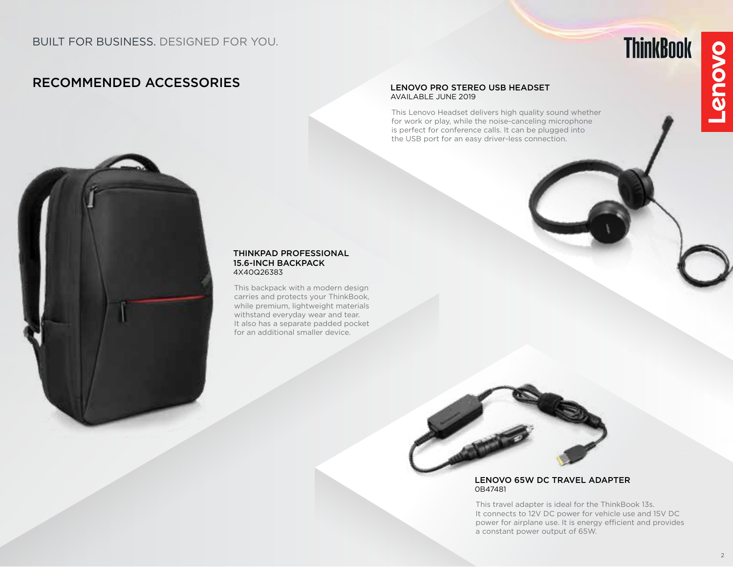BUILT FOR BUSINESS. DESIGNED FOR YOU.

# RECOMMENDED ACCESSORIES

## LENOVO PRO STEREO USB HEADSET
AVAILABLE JUNE 2019

This Lenovo Headset delivers high quality sound whether for work or play, while the noise-canceling microphone is perfect for conference calls. It can be plugged into the USB port for an easy driver-less connection.

## THINKPAD PROFESSIONAL 15.6-INCH BACKPACK
4X40Q26383

This backpack with a modern design carries and protects your ThinkBook, while premium, lightweight materials withstand everyday wear and tear. It also has a separate padded pocket for an additional smaller device.

## LENOVO 65W DC TRAVEL ADAPTER
0B47481

This travel adapter is ideal for the ThinkBook 13s. It connects to 12V DC power for vehicle use and 15V DC power for airplane use. It is energy efficient and provides a constant power output of 65W.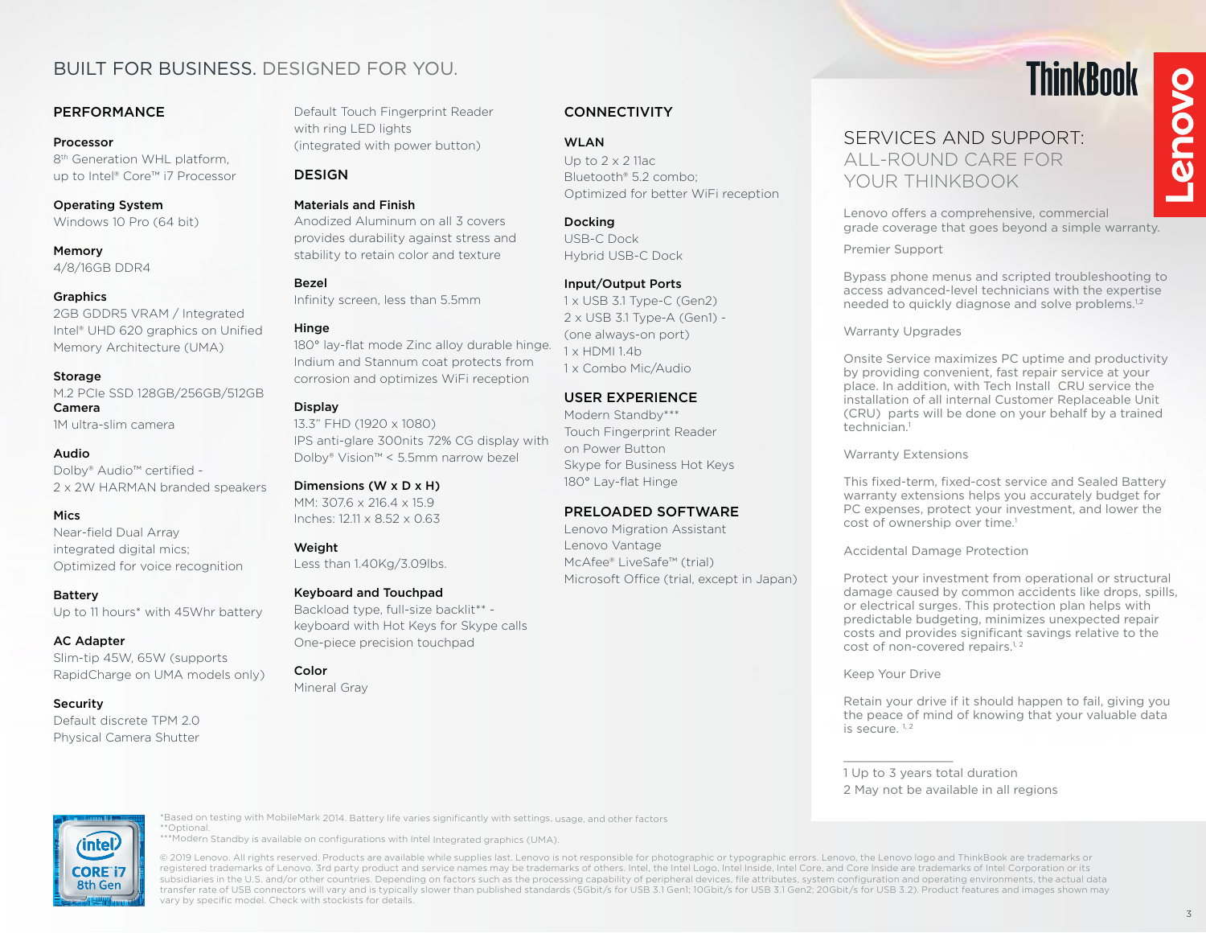# BUILT FOR BUSINESS. DESIGNED FOR YOU.

## PERFORMANCE

**Processor**
8th Generation WHL platform, up to Intel® Core™ i7 Processor

**Operating System**
Windows 10 Pro (64 bit)

**Memory**
4/8/16GB DDR4

**Graphics**
2GB GDDR5 VRAM / Integrated Intel® UHD 620 graphics on Unified Memory Architecture (UMA)

**Storage**
M.2 PCIe SSD 128GB/256GB/512GB

**Camera**
1M ultra-slim camera

**Audio**
Dolby® Audio™ certified - 2 x 2W HARMAN branded speakers

**Mics**
Near-field Dual Array integrated digital mics; Optimized for voice recognition

**Battery**
Up to 11 hours* with 45Whr battery

**AC Adapter**
Slim-tip 45W, 65W (supports RapidCharge on UMA models only)

**Security**
Default discrete TPM 2.0
Physical Camera Shutter
Default Touch Fingerprint Reader with ring LED lights (integrated with power button)

## DESIGN

**Materials and Finish**
Anodized Aluminum on all 3 covers provides durability against stress and stability to retain color and texture

**Bezel**
Infinity screen, less than 5.5mm

**Hinge**
180° lay-flat mode Zinc alloy durable hinge. Indium and Stannum coat protects from corrosion and optimizes WiFi reception

**Display**
13.3" FHD (1920 x 1080)
IPS anti-glare 300nits 72% CG display with Dolby® Vision™ < 5.5mm narrow bezel

**Dimensions (W x D x H)**
MM: 307.6 x 216.4 x 15.9
Inches: 12.11 x 8.52 x 0.63

**Weight**
Less than 1.40Kg/3.09lbs.

**Keyboard and Touchpad**
Backload type, full-size backlit** - keyboard with Hot Keys for Skype calls
One-piece precision touchpad

**Color**
Mineral Gray

## CONNECTIVITY

**WLAN**
Up to 2 x 2 11ac
Bluetooth® 5.2 combo;
Optimized for better WiFi reception

**Docking**
USB-C Dock
Hybrid USB-C Dock

**Input/Output Ports**
1 x USB 3.1 Type-C (Gen2)
2 x USB 3.1 Type-A (Gen1) - (one always-on port)
1 x HDMI 1.4b
1 x Combo Mic/Audio

## USER EXPERIENCE

Modern Standby***
Touch Fingerprint Reader on Power Button
Skype for Business Hot Keys
180° Lay-flat Hinge

## PRELOADED SOFTWARE

Lenovo Migration Assistant
Lenovo Vantage
McAfee® LiveSafe™ (trial)
Microsoft Office (trial, except in Japan)

ThinkBook

Lenovo

## SERVICES AND SUPPORT: ALL-ROUND CARE FOR YOUR THINKBOOK

Lenovo offers a comprehensive, commercial grade coverage that goes beyond a simple warranty.

Premier Support

Bypass phone menus and scripted troubleshooting to access advanced-level technicians with the expertise needed to quickly diagnose and solve problems.[1,2]

Warranty Upgrades

Onsite Service maximizes PC uptime and productivity by providing convenient, fast repair service at your place. In addition, with Tech Install CRU service the installation of all internal Customer Replaceable Unit (CRU) parts will be done on your behalf by a trained technician.[1]

Warranty Extensions

This fixed-term, fixed-cost service and Sealed Battery warranty extensions helps you accurately budget for PC expenses, protect your investment, and lower the cost of ownership over time.[1]

Accidental Damage Protection

Protect your investment from operational or structural damage caused by common accidents like drops, spills, or electrical surges. This protection plan helps with predictable budgeting, minimizes unexpected repair costs and provides significant savings relative to the cost of non-covered repairs.[1, 2]

Keep Your Drive

Retain your drive if it should happen to fail, giving you the peace of mind of knowing that your valuable data is secure.[1, 2]

---

1 Up to 3 years total duration
2 May not be available in all regions

intel CORE i7 8th Gen

*Based on testing with MobileMark 2014. Battery life varies significantly with settings, usage, and other factors
**Optional.
***Modern Standby is available on configurations with Intel Integrated graphics (UMA).

© 2019 Lenovo. All rights reserved. Products are available while supplies last. Lenovo is not responsible for photographic or typographic errors. Lenovo, the Lenovo logo and ThinkBook are trademarks or registered trademarks of Lenovo. 3rd party product and service names may be trademarks of others. Intel, the Intel Logo, Intel Inside, Intel Core, and Core Inside are trademarks of Intel Corporation or its subsidiaries in the U.S. and/or other countries. Depending on factors such as the processing capability of peripheral devices, file attributes, system configuration and operating environments, the actual data transfer rate of USB connectors will vary and is typically slower than published standards (5Gbit/s for USB 3.1 Gen1; 10Gbit/s for USB 3.1 Gen2; 20Gbit/s for USB 3.2). Product features and images shown may vary by specific model. Check with stockists for details.